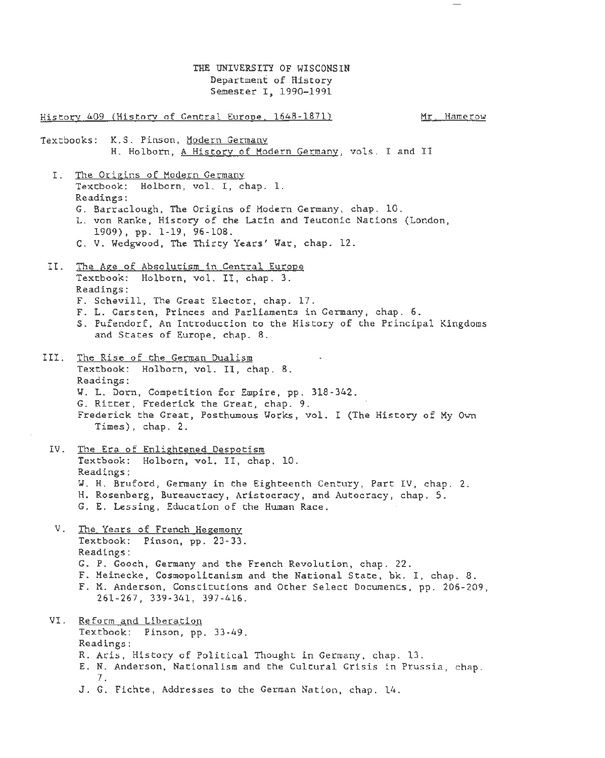THE UNIVERSITY OF WISCONSIN
Department of History
Semester I, 1990-1991

History 409 (History of Central Europe, 1648-1871) — Mr. Hamerow

Textbooks: K.S. Pinson, Modern Germany
H. Holborn, A History of Modern Germany, vols. I and II

I. The Origins of Modern Germany
Textbook: Holborn, vol. I, chap. 1.
Readings:
G. Barraclough, The Origins of Modern Germany, chap. 10.
L. von Ranke, History of the Latin and Teutonic Nations (London, 1909), pp. 1-19, 96-108.
C. V. Wedgwood, The Thirty Years' War, chap. 12.

II. The Age of Absolutism in Central Europe
Textbook: Holborn, vol. II, chap. 3.
Readings:
F. Schevill, The Great Elector, chap. 17.
F. L. Carsten, Princes and Parliaments in Germany, chap. 6.
S. Pufendorf, An Introduction to the History of the Principal Kingdoms and States of Europe, chap. 8.

III. The Rise of the German Dualism
Textbook: Holborn, vol. II, chap. 8.
Readings:
W. L. Dorn, Competition for Empire, pp. 318-342.
G. Ritter, Frederick the Great, chap. 9.
Frederick the Great, Posthumous Works, vol. I (The History of My Own Times), chap. 2.

IV. The Era of Enlightened Despotism
Textbook: Holborn, vol. II, chap. 10.
Readings:
W. H. Bruford, Germany in the Eighteenth Century, Part IV, chap. 2.
H. Rosenberg, Bureaucracy, Aristocracy, and Autocracy, chap. 5.
G. E. Lessing, Education of the Human Race.

V. The Years of French Hegemony
Textbook: Pinson, pp. 23-33.
Readings:
G. P. Gooch, Germany and the French Revolution, chap. 22.
F. Meinecke, Cosmopolitanism and the National State, bk. I, chap. 8.
F. M. Anderson, Constitutions and Other Select Documents, pp. 206-209, 261-267, 339-341, 397-416.

VI. Reform and Liberation
Textbook: Pinson, pp. 33-49.
Readings:
R. Aris, History of Political Thought in Germany, chap. 13.
E. N. Anderson, Nationalism and the Cultural Crisis in Prussia, chap. 7.
J. G. Fichte, Addresses to the German Nation, chap. 14.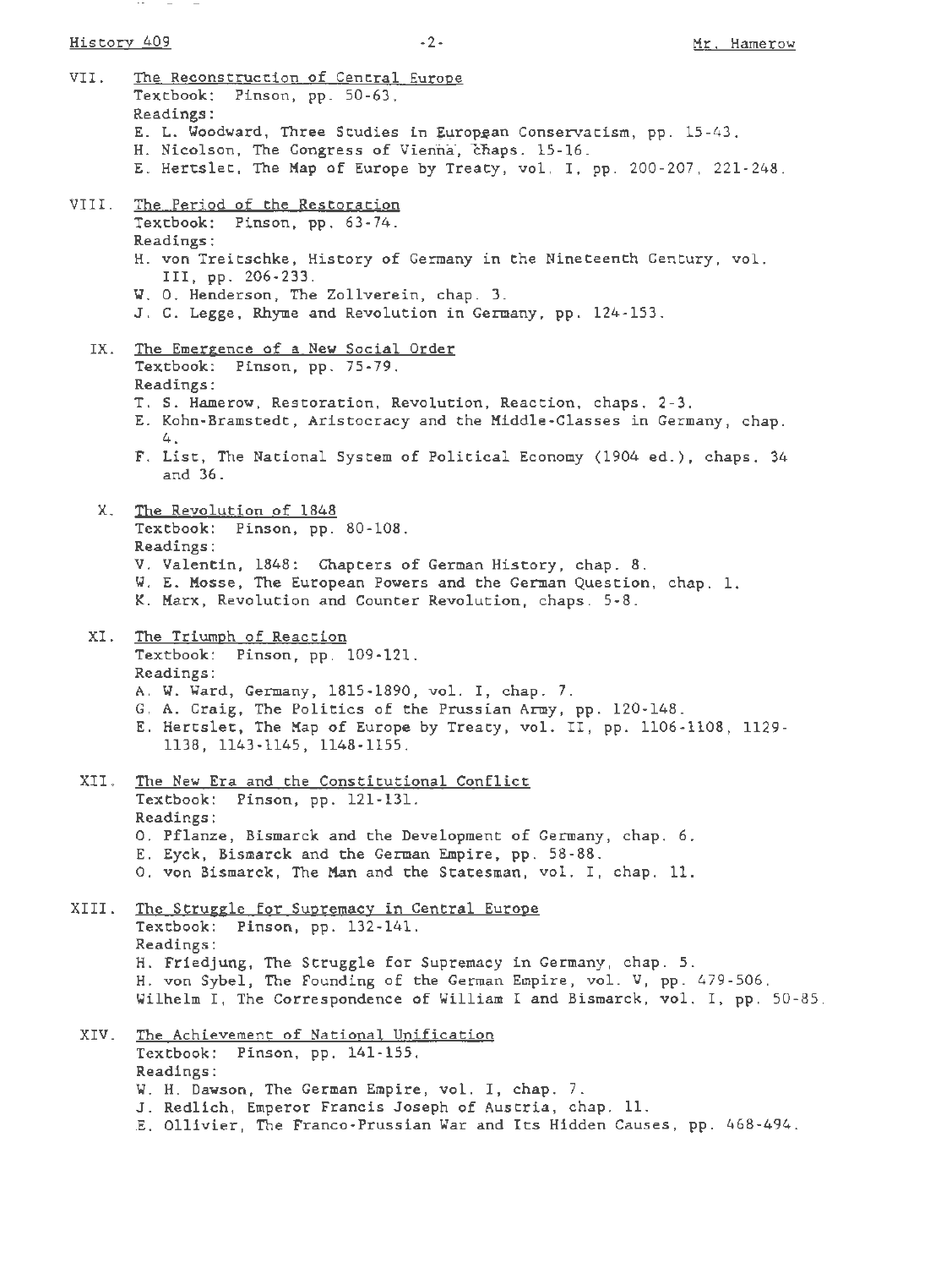VII. The Reconstruction of Central Europe
Textbook: Pinson, pp. 50-63.
Readings:
E. L. Woodward, Three Studies in European Conservatism, pp. 15-43.
H. Nicolson, The Congress of Vienna, chaps. 15-16.
E. Hertslet, The Map of Europe by Treaty, vol. I, pp. 200-207, 221-248.

VIII. The Period of the Restoration
Textbook: Pinson, pp. 63-74.
Readings:
H. von Treitschke, History of Germany in the Nineteenth Century, vol. III, pp. 206-233.
W. O. Henderson, The Zollverein, chap. 3.
J. G. Legge, Rhyme and Revolution in Germany, pp. 124-153.

IX. The Emergence of a New Social Order
Textbook: Pinson, pp. 75-79.
Readings:
T. S. Hamerow, Restoration, Revolution, Reaction, chaps. 2-3.
E. Kohn-Bramstedt, Aristocracy and the Middle-Classes in Germany, chap. 4.
F. List, The National System of Political Economy (1904 ed.), chaps. 34 and 36.

X. The Revolution of 1848
Textbook: Pinson, pp. 80-108.
Readings:
V. Valentin, 1848: Chapters of German History, chap. 8.
W. E. Mosse, The European Powers and the German Question, chap. 1.
K. Marx, Revolution and Counter Revolution, chaps. 5-8.

XI. The Triumph of Reaction
Textbook: Pinson, pp. 109-121.
Readings:
A. W. Ward, Germany, 1815-1890, vol. I, chap. 7.
G. A. Craig, The Politics of the Prussian Army, pp. 120-148.
E. Hertslet, The Map of Europe by Treaty, vol. II, pp. 1106-1108, 1129-1138, 1143-1145, 1148-1155.

XII. The New Era and the Constitutional Conflict
Textbook: Pinson, pp. 121-131.
Readings:
O. Pflanze, Bismarck and the Development of Germany, chap. 6.
E. Eyck, Bismarck and the German Empire, pp. 58-88.
O. von Bismarck, The Man and the Statesman, vol. I, chap. 11.

XIII. The Struggle for Supremacy in Central Europe
Textbook: Pinson, pp. 132-141.
Readings:
H. Friedjung, The Struggle for Supremacy in Germany, chap. 5.
H. von Sybel, The Founding of the German Empire, vol. V, pp. 479-506.
Wilhelm I, The Correspondence of William I and Bismarck, vol. I, pp. 50-85.

XIV. The Achievement of National Unification
Textbook: Pinson, pp. 141-155.
Readings:
W. H. Dawson, The German Empire, vol. I, chap. 7.
J. Redlich, Emperor Francis Joseph of Austria, chap. 11.
E. Ollivier, The Franco-Prussian War and Its Hidden Causes, pp. 468-494.